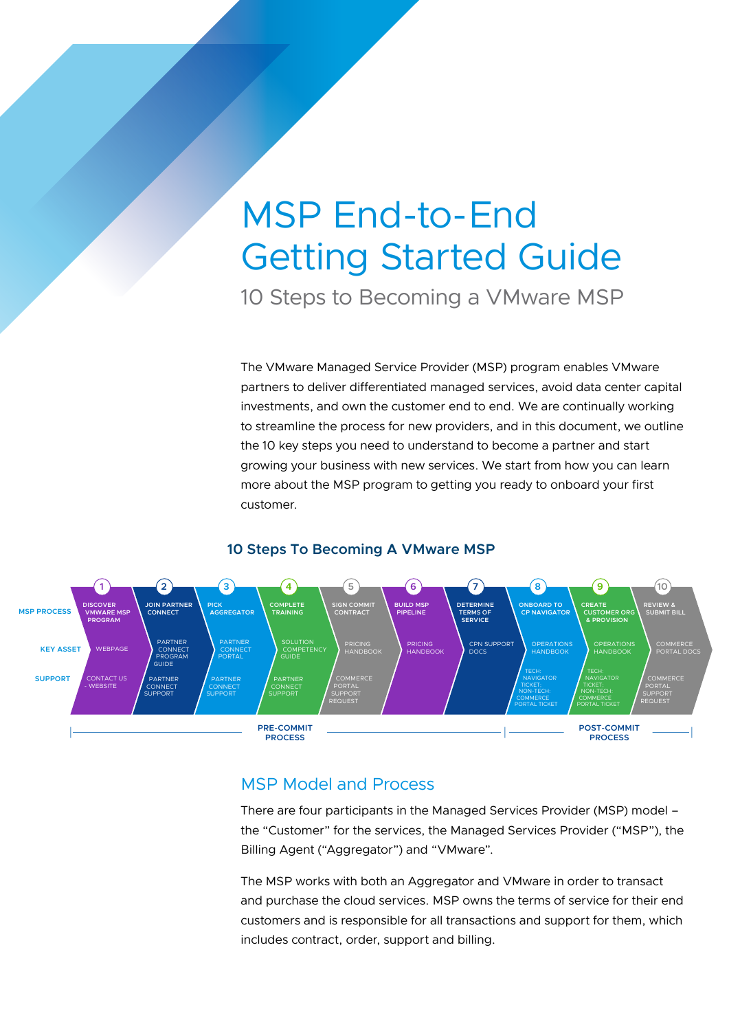# MSP End-to-End Getting Started Guide

## 10 Steps to Becoming a VMware MSP

The VMware Managed Service Provider (MSP) program enables VMware partners to deliver differentiated managed services, avoid data center capital investments, and own the customer end to end. We are continually working to streamline the process for new providers, and in this document, we outline the 10 key steps you need to understand to become a partner and start growing your business with new services. We start from how you can learn more about the MSP program to getting you ready to onboard your first customer.

### 10 Steps To Becoming A VMware MSP

| | 1 | 2 | 3 | 4 | 5 | 6 | 7 | 8 | 9 | 10 |
|---|---|---|---|---|---|---|---|---|---|---|
| MSP PROCESS | DISCOVER VMWARE MSP PROGRAM | JOIN PARTNER CONNECT | PICK AGGREGATOR | COMPLETE TRAINING | SIGN COMMIT CONTRACT | BUILD MSP PIPELINE | DETERMINE TERMS OF SERVICE | ONBOARD TO CP NAVIGATOR | CREATE CUSTOMER ORG & PROVISION | REVIEW & SUBMIT BILL |
| KEY ASSET | WEBPAGE | PARTNER CONNECT PROGRAM GUIDE | PARTNER CONNECT PORTAL | SOLUTION COMPETENCY GUIDE | PRICING HANDBOOK | PRICING HANDBOOK | CPN SUPPORT DOCS | OPERATIONS HANDBOOK | OPERATIONS HANDBOOK | COMMERCE PORTAL DOCS |
| SUPPORT | CONTACT US - WEBSITE | PARTNER CONNECT SUPPORT | PARTNER CONNECT SUPPORT | PARTNER CONNECT SUPPORT | COMMERCE PORTAL SUPPORT REQUEST | | | TECH: NAVIGATOR TICKET; NON-TECH: COMMERCE PORTAL TICKET | TECH: NAVIGATOR TICKET; NON-TECH: COMMERCE PORTAL TICKET | COMMERCE PORTAL SUPPORT REQUEST |

Steps 1–7: PRE-COMMIT PROCESS; Steps 8–10: POST-COMMIT PROCESS

## MSP Model and Process

There are four participants in the Managed Services Provider (MSP) model – the "Customer" for the services, the Managed Services Provider ("MSP"), the Billing Agent ("Aggregator") and "VMware".

The MSP works with both an Aggregator and VMware in order to transact and purchase the cloud services. MSP owns the terms of service for their end customers and is responsible for all transactions and support for them, which includes contract, order, support and billing.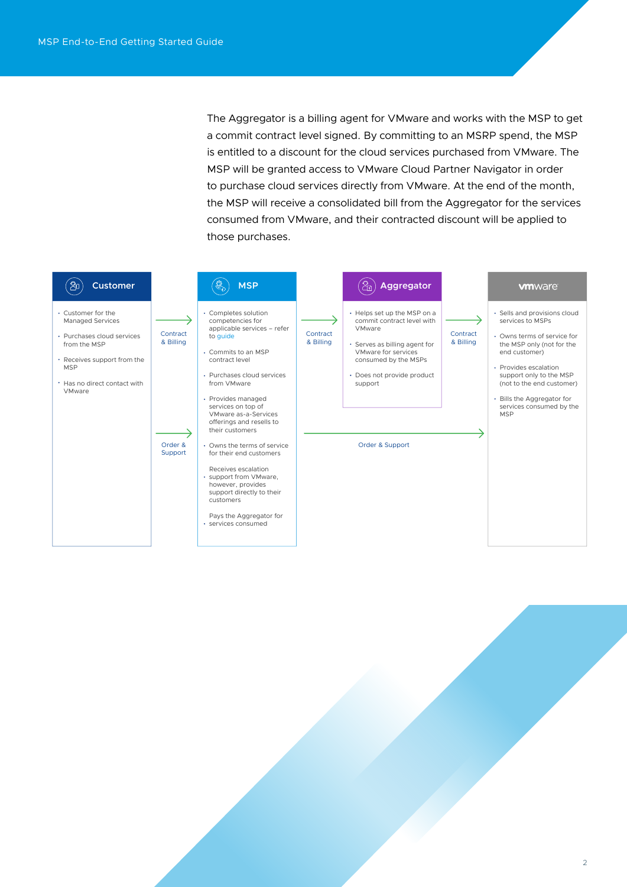The Aggregator is a billing agent for VMware and works with the MSP to get a commit contract level signed. By committing to an MSRP spend, the MSP is entitled to a discount for the cloud services purchased from VMware. The MSP will be granted access to VMware Cloud Partner Navigator in order to purchase cloud services directly from VMware. At the end of the month, the MSP will receive a consolidated bill from the Aggregator for the services consumed from VMware, and their contracted discount will be applied to those purchases.

### Customer

- Customer for the Managed Services
- Purchases cloud services from the MSP
- Receives support from the MSP
- Has no direct contact with VMware

→ Contract & Billing (Customer to MSP)

→ Order & Support (Customer to MSP)

### MSP

- Completes solution competencies for applicable services – refer to guide
- Commits to an MSP contract level
- Purchases cloud services from VMware
- Provides managed services on top of VMware as-a-Services offerings and resells to their customers
- Owns the terms of service for their end customers
- Receives escalation support from VMware, however, provides support directly to their customers
- Pays the Aggregator for services consumed

→ Contract & Billing (MSP to Aggregator)

→ Order & Support (MSP to VMware)

### Aggregator

- Helps set up the MSP on a commit contract level with VMware
- Serves as billing agent for VMware for services consumed by the MSPs
- Does not provide product support

→ Contract & Billing (Aggregator to VMware)

### VMware

- Sells and provisions cloud services to MSPs
- Owns terms of service for the MSP only (not for the end customer)
- Provides escalation support only to the MSP (not to the end customer)
- Bills the Aggregator for services consumed by the MSP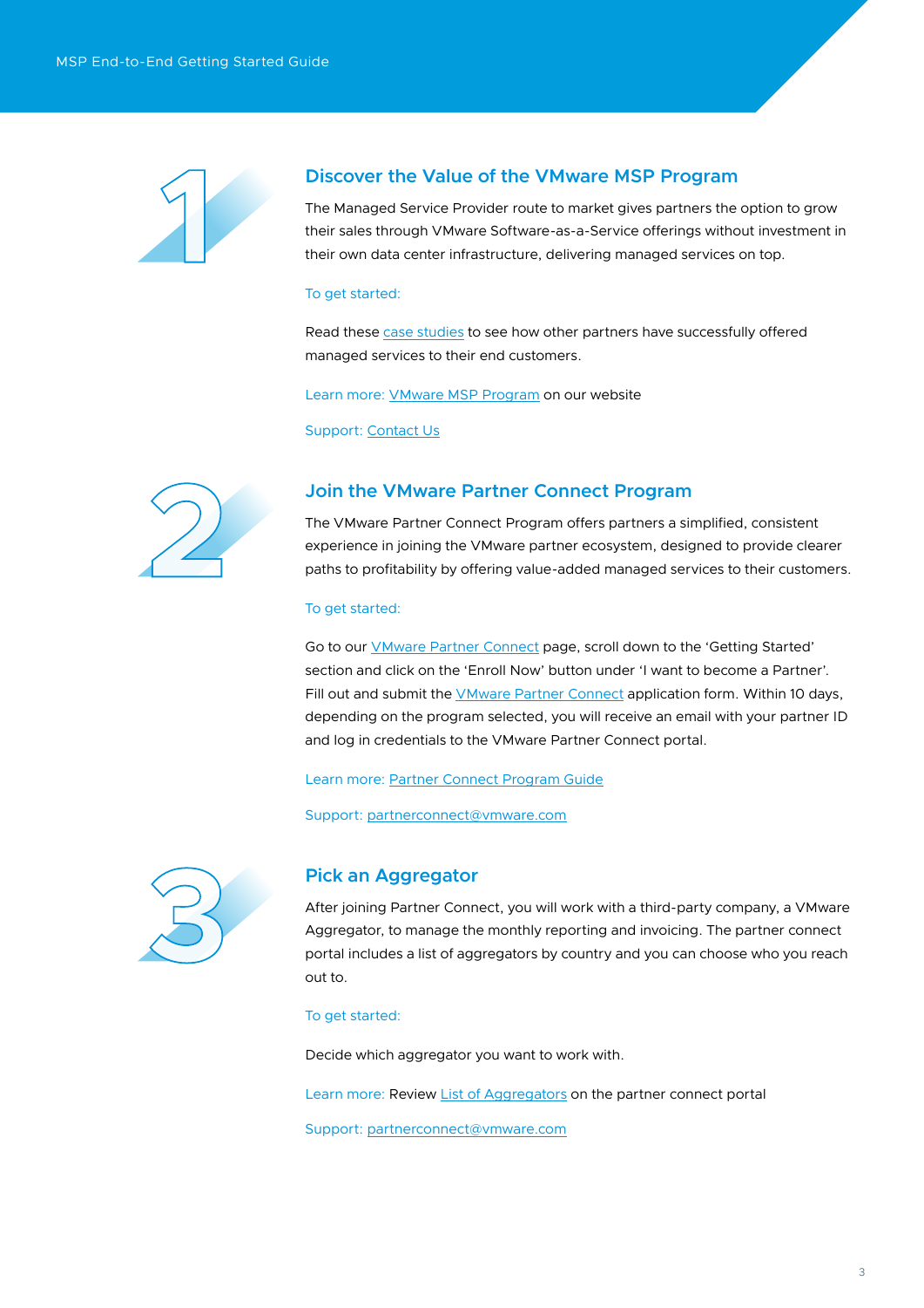## 1 Discover the Value of the VMware MSP Program

The Managed Service Provider route to market gives partners the option to grow their sales through VMware Software-as-a-Service offerings without investment in their own data center infrastructure, delivering managed services on top.

To get started:

Read these case studies to see how other partners have successfully offered managed services to their end customers.

Learn more: VMware MSP Program on our website

Support: Contact Us

## 2 Join the VMware Partner Connect Program

The VMware Partner Connect Program offers partners a simplified, consistent experience in joining the VMware partner ecosystem, designed to provide clearer paths to profitability by offering value-added managed services to their customers.

To get started:

Go to our VMware Partner Connect page, scroll down to the 'Getting Started' section and click on the 'Enroll Now' button under 'I want to become a Partner'. Fill out and submit the VMware Partner Connect application form. Within 10 days, depending on the program selected, you will receive an email with your partner ID and log in credentials to the VMware Partner Connect portal.

Learn more: Partner Connect Program Guide

Support: partnerconnect@vmware.com

## 3 Pick an Aggregator

After joining Partner Connect, you will work with a third-party company, a VMware Aggregator, to manage the monthly reporting and invoicing. The partner connect portal includes a list of aggregators by country and you can choose who you reach out to.

To get started:

Decide which aggregator you want to work with.

Learn more: Review List of Aggregators on the partner connect portal

Support: partnerconnect@vmware.com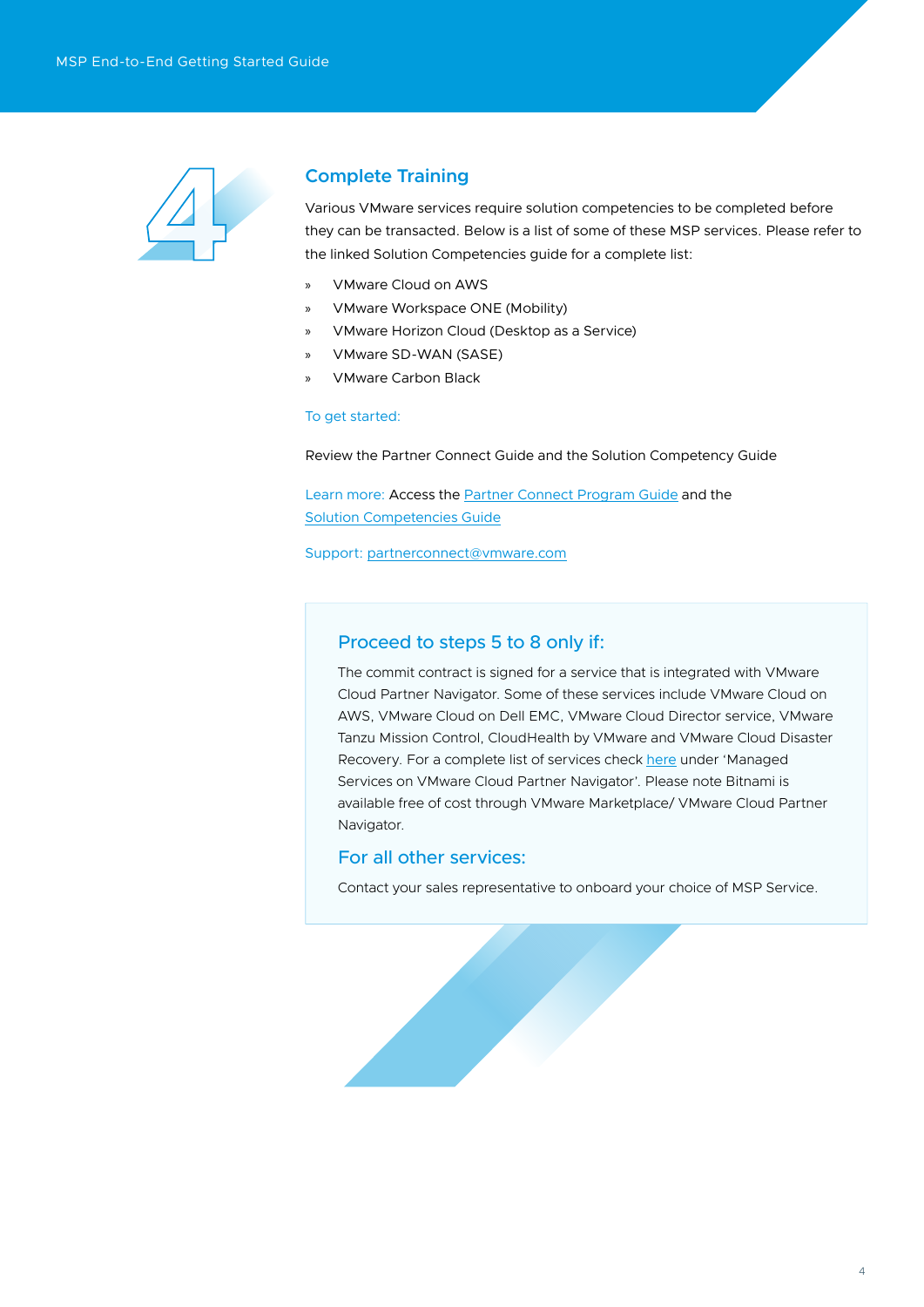## 4 Complete Training

Various VMware services require solution competencies to be completed before they can be transacted. Below is a list of some of these MSP services. Please refer to the linked Solution Competencies guide for a complete list:

- VMware Cloud on AWS
- VMware Workspace ONE (Mobility)
- VMware Horizon Cloud (Desktop as a Service)
- VMware SD-WAN (SASE)
- VMware Carbon Black

To get started:

Review the Partner Connect Guide and the Solution Competency Guide

Learn more: Access the Partner Connect Program Guide and the Solution Competencies Guide

Support: partnerconnect@vmware.com

### Proceed to steps 5 to 8 only if:

The commit contract is signed for a service that is integrated with VMware Cloud Partner Navigator. Some of these services include VMware Cloud on AWS, VMware Cloud on Dell EMC, VMware Cloud Director service, VMware Tanzu Mission Control, CloudHealth by VMware and VMware Cloud Disaster Recovery. For a complete list of services check here under 'Managed Services on VMware Cloud Partner Navigator'. Please note Bitnami is available free of cost through VMware Marketplace/ VMware Cloud Partner Navigator.

### For all other services:

Contact your sales representative to onboard your choice of MSP Service.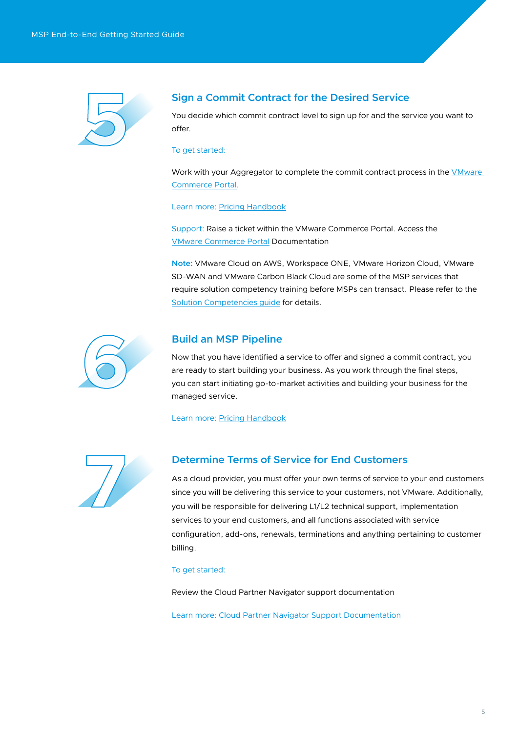## 5 Sign a Commit Contract for the Desired Service

You decide which commit contract level to sign up for and the service you want to offer.

To get started:

Work with your Aggregator to complete the commit contract process in the VMware Commerce Portal.

Learn more: Pricing Handbook

Support: Raise a ticket within the VMware Commerce Portal. Access the VMware Commerce Portal Documentation

**Note:** VMware Cloud on AWS, Workspace ONE, VMware Horizon Cloud, VMware SD-WAN and VMware Carbon Black Cloud are some of the MSP services that require solution competency training before MSPs can transact. Please refer to the Solution Competencies guide for details.

## 6 Build an MSP Pipeline

Now that you have identified a service to offer and signed a commit contract, you are ready to start building your business. As you work through the final steps, you can start initiating go-to-market activities and building your business for the managed service.

Learn more: Pricing Handbook

## 7 Determine Terms of Service for End Customers

As a cloud provider, you must offer your own terms of service to your end customers since you will be delivering this service to your customers, not VMware. Additionally, you will be responsible for delivering L1/L2 technical support, implementation services to your end customers, and all functions associated with service configuration, add-ons, renewals, terminations and anything pertaining to customer billing.

To get started:

Review the Cloud Partner Navigator support documentation

Learn more: Cloud Partner Navigator Support Documentation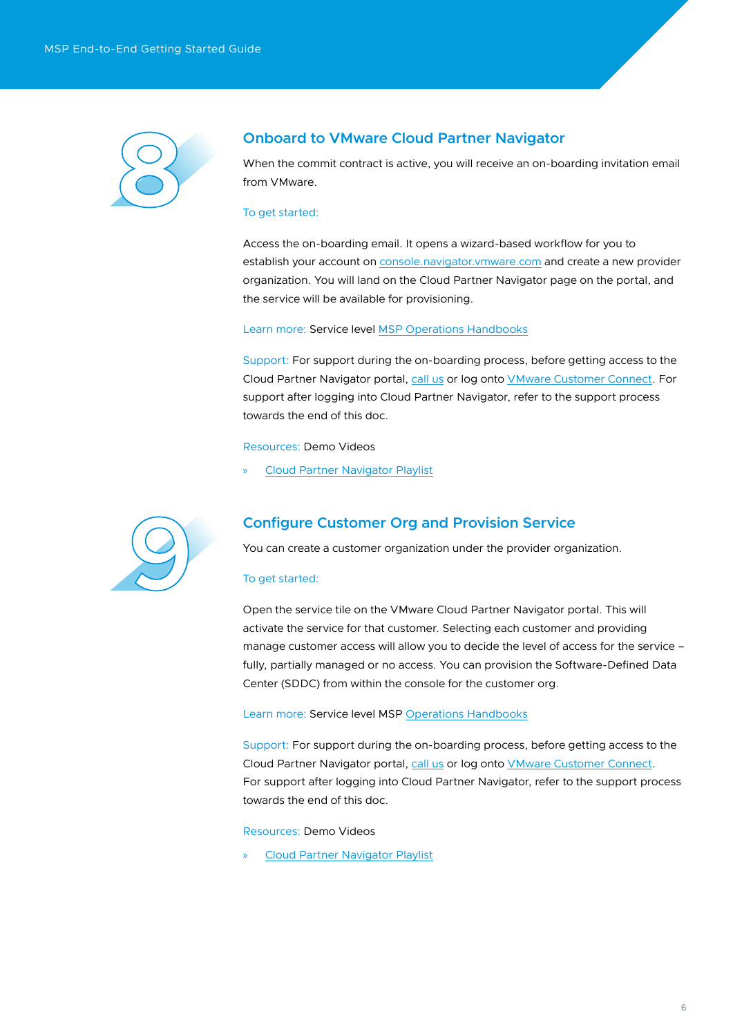## 8 Onboard to VMware Cloud Partner Navigator

When the commit contract is active, you will receive an on-boarding invitation email from VMware.

To get started:

Access the on-boarding email. It opens a wizard-based workflow for you to establish your account on console.navigator.vmware.com and create a new provider organization. You will land on the Cloud Partner Navigator page on the portal, and the service will be available for provisioning.

Learn more: Service level MSP Operations Handbooks

Support: For support during the on-boarding process, before getting access to the Cloud Partner Navigator portal, call us or log onto VMware Customer Connect. For support after logging into Cloud Partner Navigator, refer to the support process towards the end of this doc.

Resources: Demo Videos

- Cloud Partner Navigator Playlist

## 9 Configure Customer Org and Provision Service

You can create a customer organization under the provider organization.

To get started:

Open the service tile on the VMware Cloud Partner Navigator portal. This will activate the service for that customer. Selecting each customer and providing manage customer access will allow you to decide the level of access for the service – fully, partially managed or no access. You can provision the Software-Defined Data Center (SDDC) from within the console for the customer org.

Learn more: Service level MSP Operations Handbooks

Support: For support during the on-boarding process, before getting access to the Cloud Partner Navigator portal, call us or log onto VMware Customer Connect. For support after logging into Cloud Partner Navigator, refer to the support process towards the end of this doc.

Resources: Demo Videos

- Cloud Partner Navigator Playlist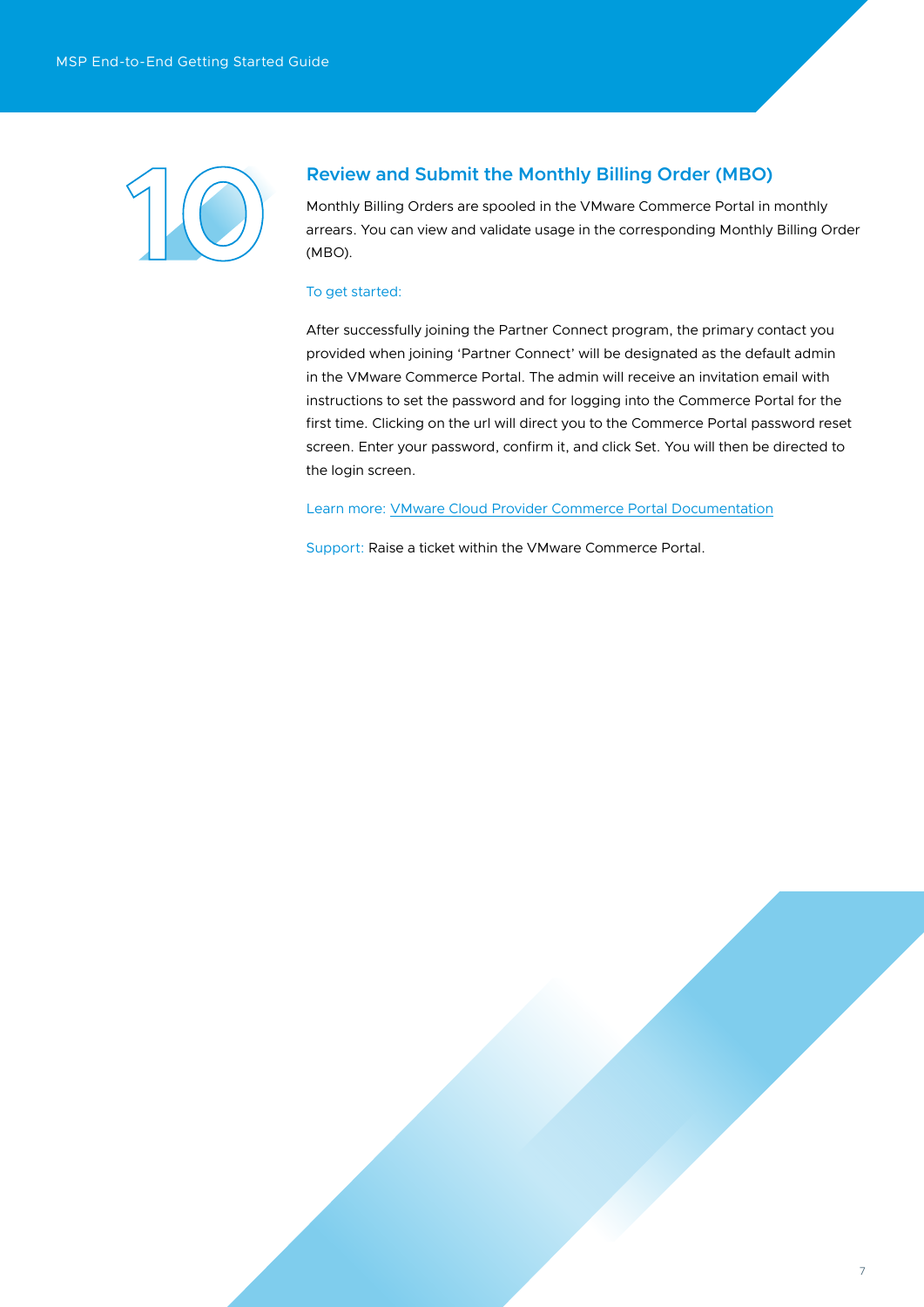## 10 Review and Submit the Monthly Billing Order (MBO)

Monthly Billing Orders are spooled in the VMware Commerce Portal in monthly arrears. You can view and validate usage in the corresponding Monthly Billing Order (MBO).

To get started:

After successfully joining the Partner Connect program, the primary contact you provided when joining 'Partner Connect' will be designated as the default admin in the VMware Commerce Portal. The admin will receive an invitation email with instructions to set the password and for logging into the Commerce Portal for the first time. Clicking on the url will direct you to the Commerce Portal password reset screen. Enter your password, confirm it, and click Set. You will then be directed to the login screen.

Learn more: VMware Cloud Provider Commerce Portal Documentation

Support: Raise a ticket within the VMware Commerce Portal.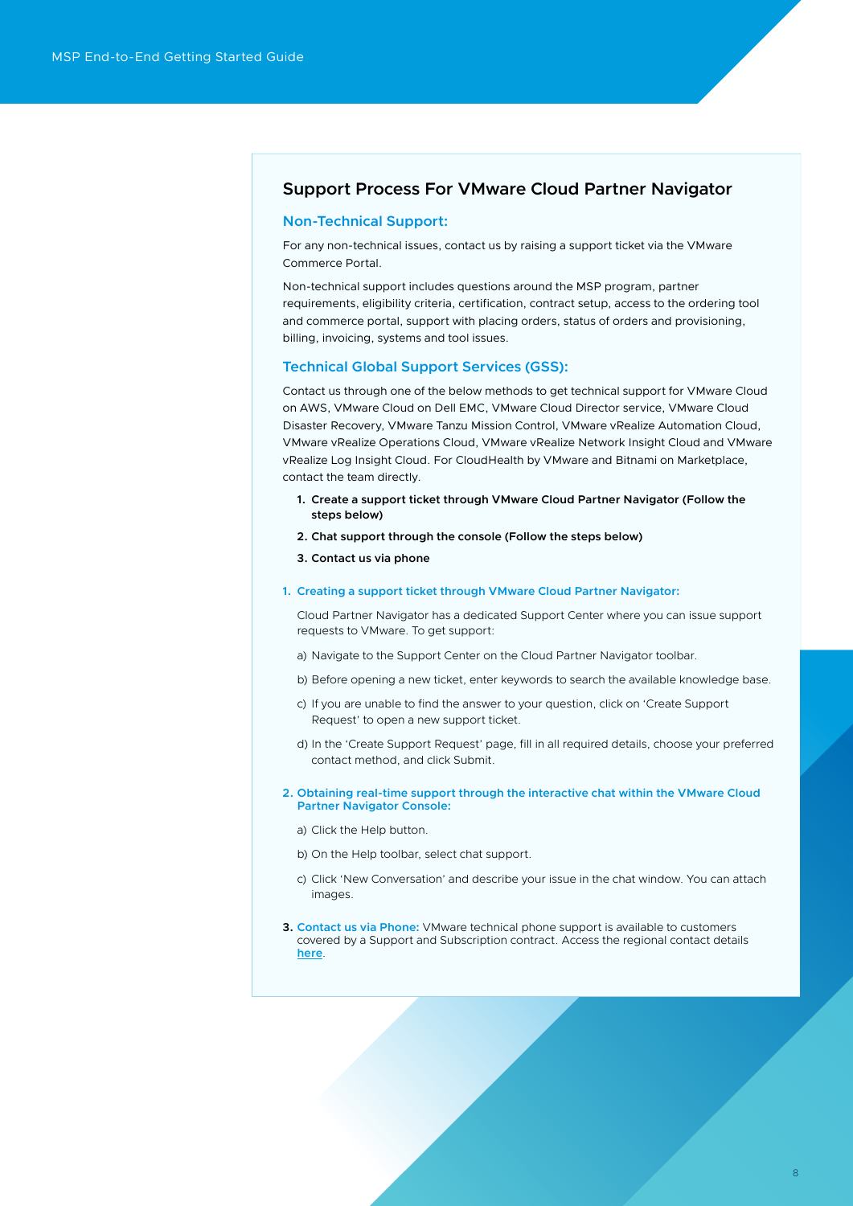## Support Process For VMware Cloud Partner Navigator

### Non-Technical Support:

For any non-technical issues, contact us by raising a support ticket via the VMware Commerce Portal.

Non-technical support includes questions around the MSP program, partner requirements, eligibility criteria, certification, contract setup, access to the ordering tool and commerce portal, support with placing orders, status of orders and provisioning, billing, invoicing, systems and tool issues.

### Technical Global Support Services (GSS):

Contact us through one of the below methods to get technical support for VMware Cloud on AWS, VMware Cloud on Dell EMC, VMware Cloud Director service, VMware Cloud Disaster Recovery, VMware Tanzu Mission Control, VMware vRealize Automation Cloud, VMware vRealize Operations Cloud, VMware vRealize Network Insight Cloud and VMware vRealize Log Insight Cloud. For CloudHealth by VMware and Bitnami on Marketplace, contact the team directly.

1. **Create a support ticket through VMware Cloud Partner Navigator (Follow the steps below)**
2. **Chat support through the console (Follow the steps below)**
3. **Contact us via phone**

#### 1. Creating a support ticket through VMware Cloud Partner Navigator:

Cloud Partner Navigator has a dedicated Support Center where you can issue support requests to VMware. To get support:

a) Navigate to the Support Center on the Cloud Partner Navigator toolbar.

b) Before opening a new ticket, enter keywords to search the available knowledge base.

c) If you are unable to find the answer to your question, click on 'Create Support Request' to open a new support ticket.

d) In the 'Create Support Request' page, fill in all required details, choose your preferred contact method, and click Submit.

#### 2. Obtaining real-time support through the interactive chat within the VMware Cloud Partner Navigator Console:

a) Click the Help button.

b) On the Help toolbar, select chat support.

c) Click 'New Conversation' and describe your issue in the chat window. You can attach images.

**3. Contact us via Phone:** VMware technical phone support is available to customers covered by a Support and Subscription contract. Access the regional contact details here.